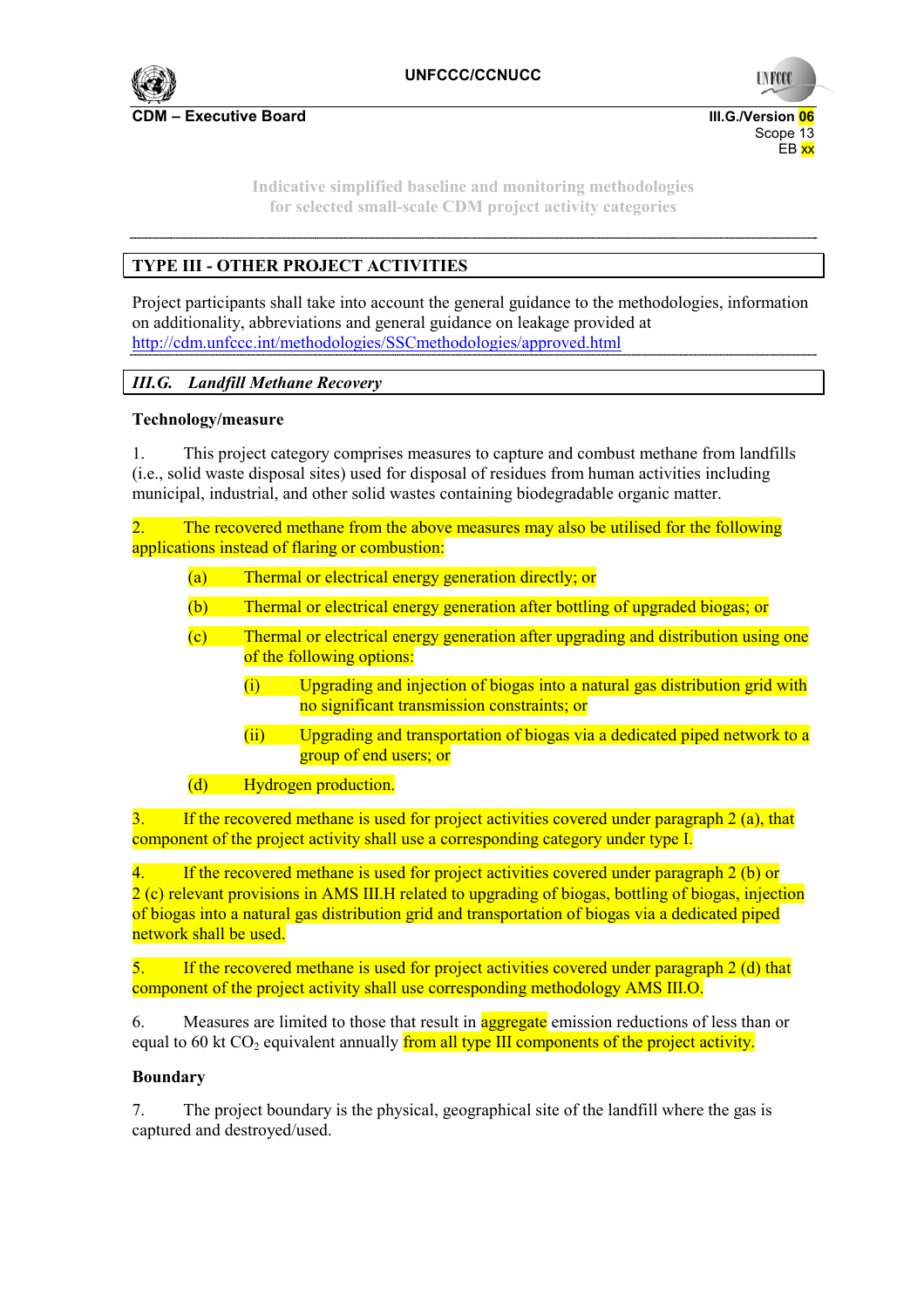Indicative simplified baseline and monitoring methodologies for selected small-scale CDM project activity categories

## TYPE III - OTHER PROJECT ACTIVITIES

Project participants shall take into account the general guidance to the methodologies, information on additionality, abbreviations and general guidance on leakage provided at http://cdm.unfccc.int/methodologies/SSCmethodologies/approved.html

### *III.G. Landfill Methane Recovery*

**Technology/measure**

1. This project category comprises measures to capture and combust methane from landfills (i.e., solid waste disposal sites) used for disposal of residues from human activities including municipal, industrial, and other solid wastes containing biodegradable organic matter.

2. The recovered methane from the above measures may also be utilised for the following applications instead of flaring or combustion:

   (a) Thermal or electrical energy generation directly; or

   (b) Thermal or electrical energy generation after bottling of upgraded biogas; or

   (c) Thermal or electrical energy generation after upgrading and distribution using one of the following options:

      (i) Upgrading and injection of biogas into a natural gas distribution grid with no significant transmission constraints; or

      (ii) Upgrading and transportation of biogas via a dedicated piped network to a group of end users; or

   (d) Hydrogen production.

3. If the recovered methane is used for project activities covered under paragraph 2 (a), that component of the project activity shall use a corresponding category under type I.

4. If the recovered methane is used for project activities covered under paragraph 2 (b) or 2 (c) relevant provisions in AMS III.H related to upgrading of biogas, bottling of biogas, injection of biogas into a natural gas distribution grid and transportation of biogas via a dedicated piped network shall be used.

5. If the recovered methane is used for project activities covered under paragraph 2 (d) that component of the project activity shall use corresponding methodology AMS III.O.

6. Measures are limited to those that result in aggregate emission reductions of less than or equal to 60 kt $CO_2$ equivalent annually from all type III components of the project activity.

**Boundary**

7. The project boundary is the physical, geographical site of the landfill where the gas is captured and destroyed/used.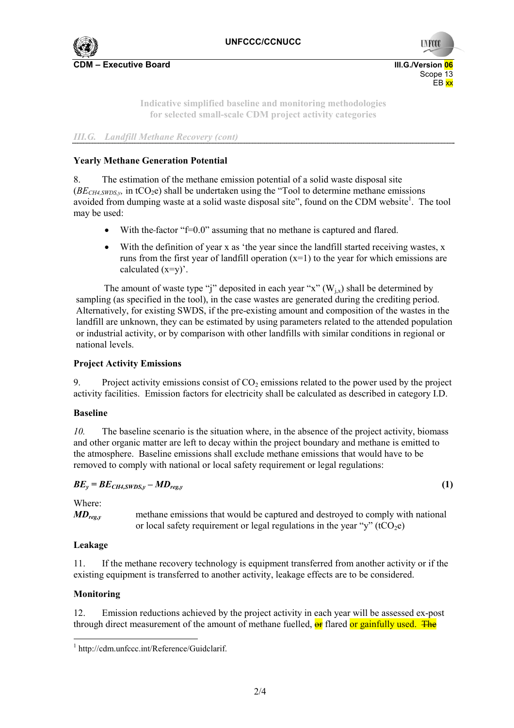Indicative simplified baseline and monitoring methodologies for selected small-scale CDM project activity categories

*III.G. Landfill Methane Recovery (cont)*

### Yearly Methane Generation Potential

8. The estimation of the methane emission potential of a solid waste disposal site ($BE_{CH4,SWDS,y}$, in $tCO_2e$) shall be undertaken using the "Tool to determine methane emissions avoided from dumping waste at a solid waste disposal site", found on the CDM website[1]. The tool may be used:

- With the factor "f=0.0" assuming that no methane is captured and flared.
- With the definition of year x as 'the year since the landfill started receiving wastes, x runs from the first year of landfill operation (x=1) to the year for which emissions are calculated (x=y)'.

The amount of waste type "j" deposited in each year "x" ($W_{j,x}$) shall be determined by sampling (as specified in the tool), in the case wastes are generated during the crediting period. Alternatively, for existing SWDS, if the pre-existing amount and composition of the wastes in the landfill are unknown, they can be estimated by using parameters related to the attended population or industrial activity, or by comparison with other landfills with similar conditions in regional or national levels.

### Project Activity Emissions

9. Project activity emissions consist of $CO_2$ emissions related to the power used by the project activity facilities. Emission factors for electricity shall be calculated as described in category I.D.

### Baseline

*10.* The baseline scenario is the situation where, in the absence of the project activity, biomass and other organic matter are left to decay within the project boundary and methane is emitted to the atmosphere. Baseline emissions shall exclude methane emissions that would have to be removed to comply with national or local safety requirement or legal regulations:

$$BE_y = BE_{CH4,SWDS,y} - MD_{reg,y} \qquad (1)$$

Where:

$MD_{reg,y}$ methane emissions that would be captured and destroyed to comply with national or local safety requirement or legal regulations in the year "y" ($tCO_2e$)

### Leakage

11. If the methane recovery technology is equipment transferred from another activity or if the existing equipment is transferred to another activity, leakage effects are to be considered.

### Monitoring

12. Emission reductions achieved by the project activity in each year will be assessed ex-post through direct measurement of the amount of methane fuelled, ~~or~~ flared or gainfully used. ~~The~~

[1] http://cdm.unfccc.int/Reference/Guidclarif.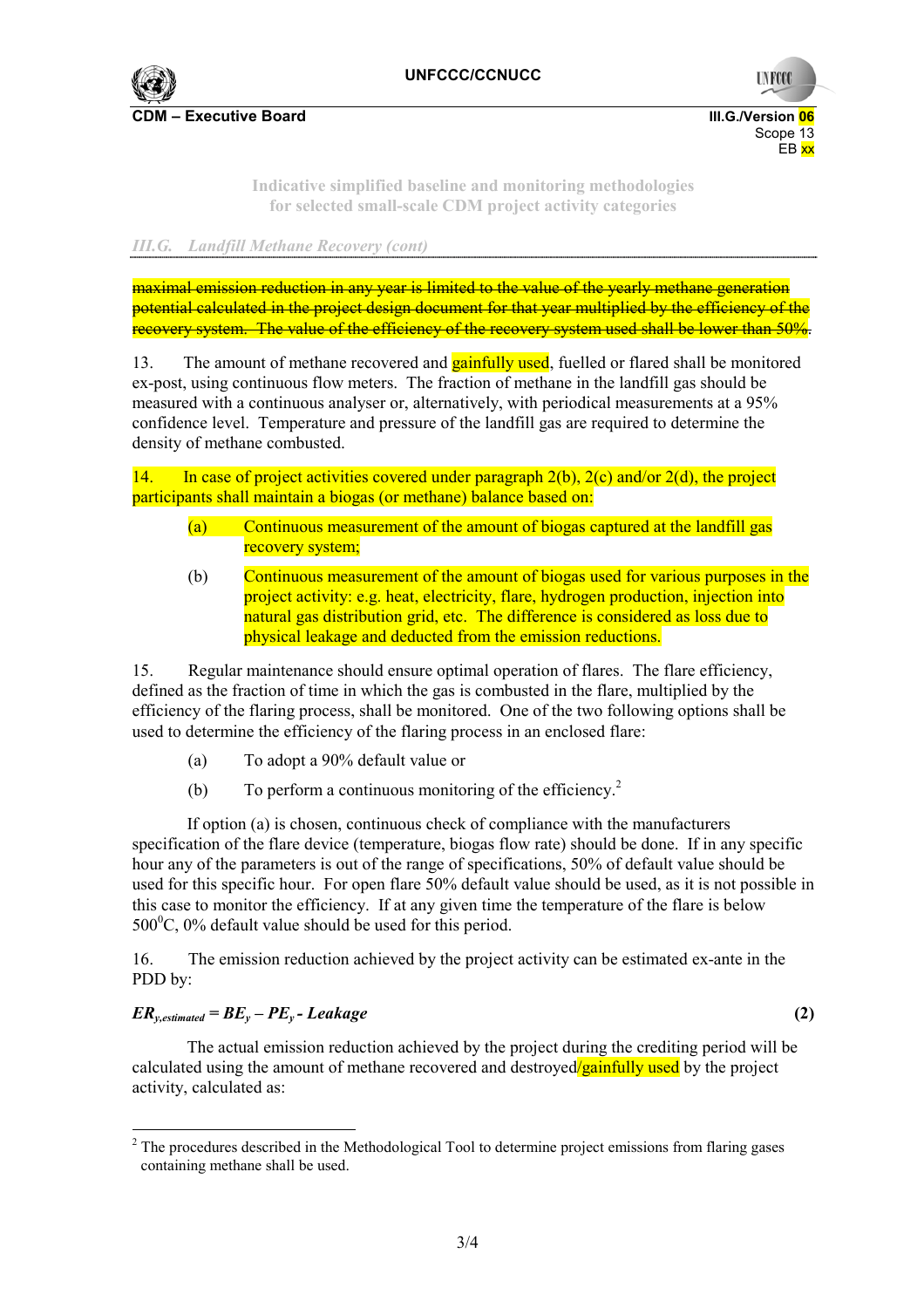maximal emission reduction in any year is limited to the value of the yearly methane generation potential calculated in the project design document for that year multiplied by the efficiency of the recovery system. The value of the efficiency of the recovery system used shall be lower than 50%.

13. The amount of methane recovered and gainfully used, fuelled or flared shall be monitored ex-post, using continuous flow meters. The fraction of methane in the landfill gas should be measured with a continuous analyser or, alternatively, with periodical measurements at a 95% confidence level. Temperature and pressure of the landfill gas are required to determine the density of methane combusted.

14. In case of project activities covered under paragraph 2(b), 2(c) and/or 2(d), the project participants shall maintain a biogas (or methane) balance based on:

(a) Continuous measurement of the amount of biogas captured at the landfill gas recovery system;

(b) Continuous measurement of the amount of biogas used for various purposes in the project activity: e.g. heat, electricity, flare, hydrogen production, injection into natural gas distribution grid, etc. The difference is considered as loss due to physical leakage and deducted from the emission reductions.

15. Regular maintenance should ensure optimal operation of flares. The flare efficiency, defined as the fraction of time in which the gas is combusted in the flare, multiplied by the efficiency of the flaring process, shall be monitored. One of the two following options shall be used to determine the efficiency of the flaring process in an enclosed flare:

(a) To adopt a 90% default value or

(b) To perform a continuous monitoring of the efficiency.[2]

If option (a) is chosen, continuous check of compliance with the manufacturers specification of the flare device (temperature, biogas flow rate) should be done. If in any specific hour any of the parameters is out of the range of specifications, 50% of default value should be used for this specific hour. For open flare 50% default value should be used, as it is not possible in this case to monitor the efficiency. If at any given time the temperature of the flare is below 500$^0$C, 0% default value should be used for this period.

16. The emission reduction achieved by the project activity can be estimated ex-ante in the PDD by:

$$ER_{y,estimated} = BE_y - PE_y - Leakage \quad (2)$$

The actual emission reduction achieved by the project during the crediting period will be calculated using the amount of methane recovered and destroyed/gainfully used by the project activity, calculated as:

[2] The procedures described in the Methodological Tool to determine project emissions from flaring gases containing methane shall be used.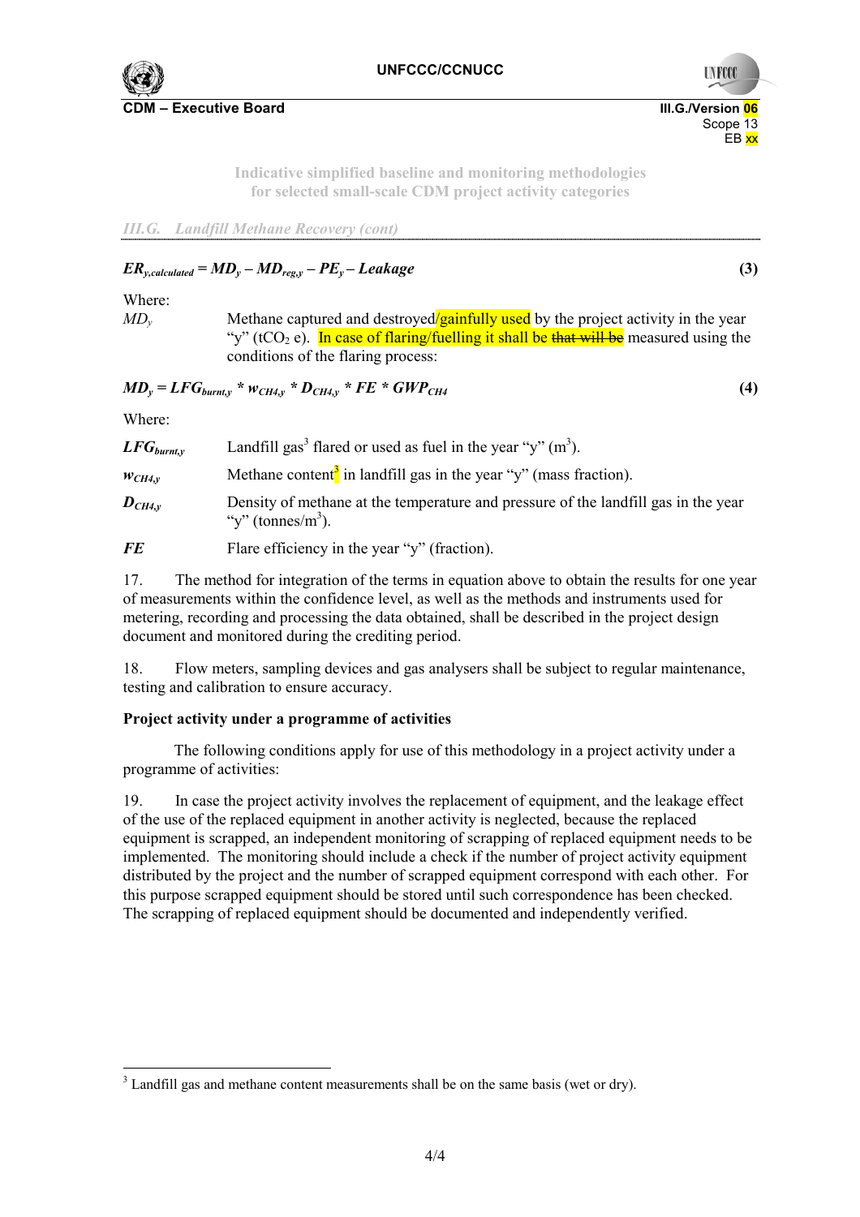Indicative simplified baseline and monitoring methodologies for selected small-scale CDM project activity categories

*III.G. Landfill Methane Recovery (cont)*

$$ER_{y,calculated} = MD_y - MD_{reg,y} - PE_y - Leakage \quad (3)$$

Where:

| | |
|---|---|
| $MD_y$ | Methane captured and destroyed/gainfully used by the project activity in the year "y" ($tCO_2$ e). In case of flaring/fuelling it shall be ~~that will be~~ measured using the conditions of the flaring process: |

$$MD_y = LFG_{burnt,y} * w_{CH4,y} * D_{CH4,y} * FE * GWP_{CH4} \quad (4)$$

Where:

| | |
|---|---|
| $LFG_{burnt,y}$ | Landfill gas[3] flared or used as fuel in the year "y" ($m^3$). |
| $w_{CH4,y}$ | Methane content[3] in landfill gas in the year "y" (mass fraction). |
| $D_{CH4,y}$ | Density of methane at the temperature and pressure of the landfill gas in the year "y" ($tonnes/m^3$). |
| $FE$ | Flare efficiency in the year "y" (fraction). |

17. The method for integration of the terms in equation above to obtain the results for one year of measurements within the confidence level, as well as the methods and instruments used for metering, recording and processing the data obtained, shall be described in the project design document and monitored during the crediting period.

18. Flow meters, sampling devices and gas analysers shall be subject to regular maintenance, testing and calibration to ensure accuracy.

**Project activity under a programme of activities**

The following conditions apply for use of this methodology in a project activity under a programme of activities:

19. In case the project activity involves the replacement of equipment, and the leakage effect of the use of the replaced equipment in another activity is neglected, because the replaced equipment is scrapped, an independent monitoring of scrapping of replaced equipment needs to be implemented. The monitoring should include a check if the number of project activity equipment distributed by the project and the number of scrapped equipment correspond with each other. For this purpose scrapped equipment should be stored until such correspondence has been checked. The scrapping of replaced equipment should be documented and independently verified.

[3] Landfill gas and methane content measurements shall be on the same basis (wet or dry).